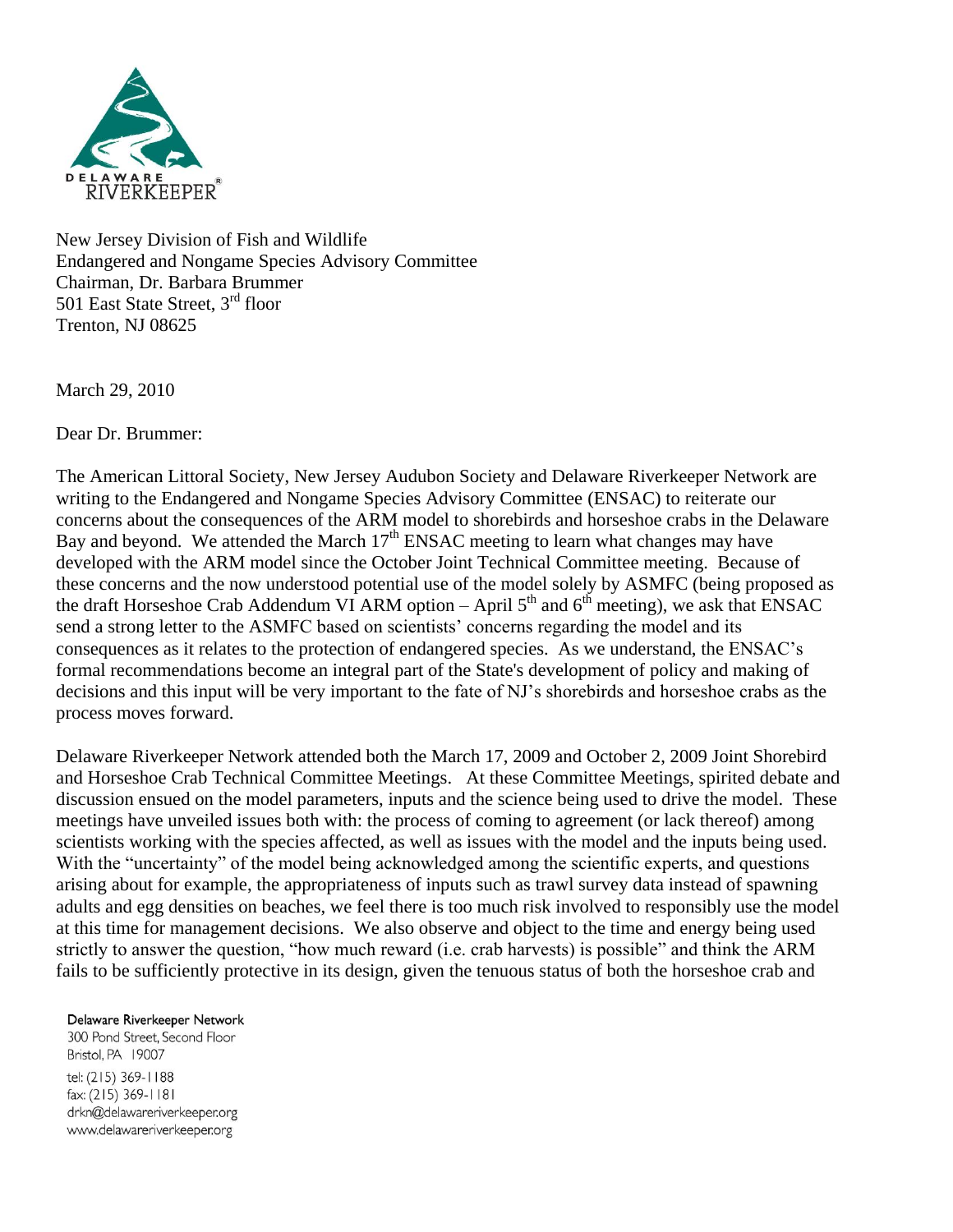DELAWARE RIVERKEEPER®

New Jersey Division of Fish and Wildlife
Endangered and Nongame Species Advisory Committee
Chairman, Dr. Barbara Brummer
501 East State Street, 3rd floor
Trenton, NJ 08625

March 29, 2010

Dear Dr. Brummer:

The American Littoral Society, New Jersey Audubon Society and Delaware Riverkeeper Network are writing to the Endangered and Nongame Species Advisory Committee (ENSAC) to reiterate our concerns about the consequences of the ARM model to shorebirds and horseshoe crabs in the Delaware Bay and beyond. We attended the March 17th ENSAC meeting to learn what changes may have developed with the ARM model since the October Joint Technical Committee meeting. Because of these concerns and the now understood potential use of the model solely by ASMFC (being proposed as the draft Horseshoe Crab Addendum VI ARM option – April 5th and 6th meeting), we ask that ENSAC send a strong letter to the ASMFC based on scientists' concerns regarding the model and its consequences as it relates to the protection of endangered species. As we understand, the ENSAC's formal recommendations become an integral part of the State's development of policy and making of decisions and this input will be very important to the fate of NJ's shorebirds and horseshoe crabs as the process moves forward.

Delaware Riverkeeper Network attended both the March 17, 2009 and October 2, 2009 Joint Shorebird and Horseshoe Crab Technical Committee Meetings. At these Committee Meetings, spirited debate and discussion ensued on the model parameters, inputs and the science being used to drive the model. These meetings have unveiled issues both with: the process of coming to agreement (or lack thereof) among scientists working with the species affected, as well as issues with the model and the inputs being used. With the "uncertainty" of the model being acknowledged among the scientific experts, and questions arising about for example, the appropriateness of inputs such as trawl survey data instead of spawning adults and egg densities on beaches, we feel there is too much risk involved to responsibly use the model at this time for management decisions. We also observe and object to the time and energy being used strictly to answer the question, "how much reward (i.e. crab harvests) is possible" and think the ARM fails to be sufficiently protective in its design, given the tenuous status of both the horseshoe crab and

Delaware Riverkeeper Network
300 Pond Street, Second Floor
Bristol, PA 19007
tel: (215) 369-1188
fax: (215) 369-1181
drkn@delawareriverkeeper.org
www.delawareriverkeeper.org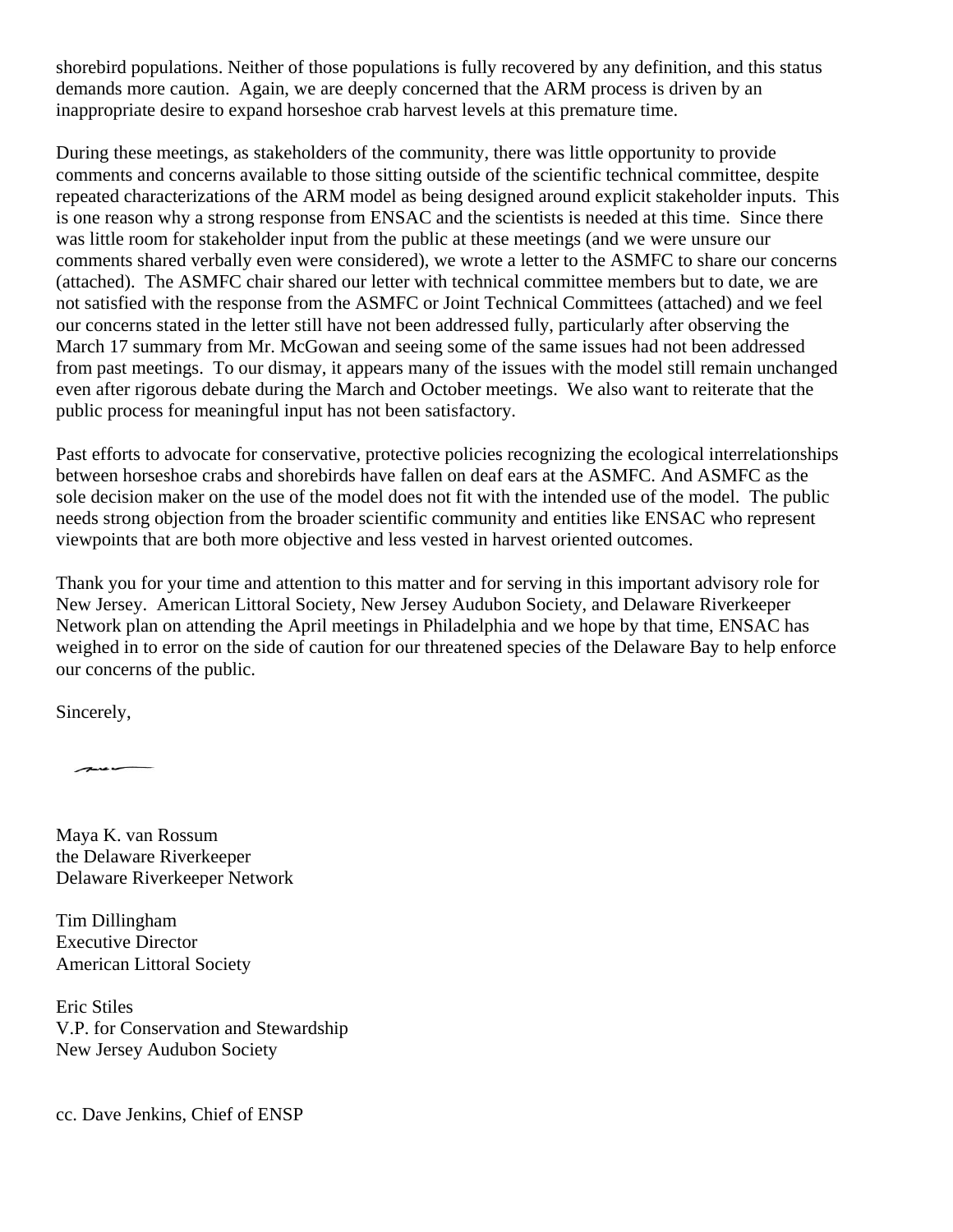shorebird populations. Neither of those populations is fully recovered by any definition, and this status demands more caution. Again, we are deeply concerned that the ARM process is driven by an inappropriate desire to expand horseshoe crab harvest levels at this premature time.

During these meetings, as stakeholders of the community, there was little opportunity to provide comments and concerns available to those sitting outside of the scientific technical committee, despite repeated characterizations of the ARM model as being designed around explicit stakeholder inputs. This is one reason why a strong response from ENSAC and the scientists is needed at this time. Since there was little room for stakeholder input from the public at these meetings (and we were unsure our comments shared verbally even were considered), we wrote a letter to the ASMFC to share our concerns (attached). The ASMFC chair shared our letter with technical committee members but to date, we are not satisfied with the response from the ASMFC or Joint Technical Committees (attached) and we feel our concerns stated in the letter still have not been addressed fully, particularly after observing the March 17 summary from Mr. McGowan and seeing some of the same issues had not been addressed from past meetings. To our dismay, it appears many of the issues with the model still remain unchanged even after rigorous debate during the March and October meetings. We also want to reiterate that the public process for meaningful input has not been satisfactory.

Past efforts to advocate for conservative, protective policies recognizing the ecological interrelationships between horseshoe crabs and shorebirds have fallen on deaf ears at the ASMFC. And ASMFC as the sole decision maker on the use of the model does not fit with the intended use of the model. The public needs strong objection from the broader scientific community and entities like ENSAC who represent viewpoints that are both more objective and less vested in harvest oriented outcomes.

Thank you for your time and attention to this matter and for serving in this important advisory role for New Jersey. American Littoral Society, New Jersey Audubon Society, and Delaware Riverkeeper Network plan on attending the April meetings in Philadelphia and we hope by that time, ENSAC has weighed in to error on the side of caution for our threatened species of the Delaware Bay to help enforce our concerns of the public.

Sincerely,

Maya K. van Rossum
the Delaware Riverkeeper
Delaware Riverkeeper Network

Tim Dillingham
Executive Director
American Littoral Society

Eric Stiles
V.P. for Conservation and Stewardship
New Jersey Audubon Society

cc. Dave Jenkins, Chief of ENSP